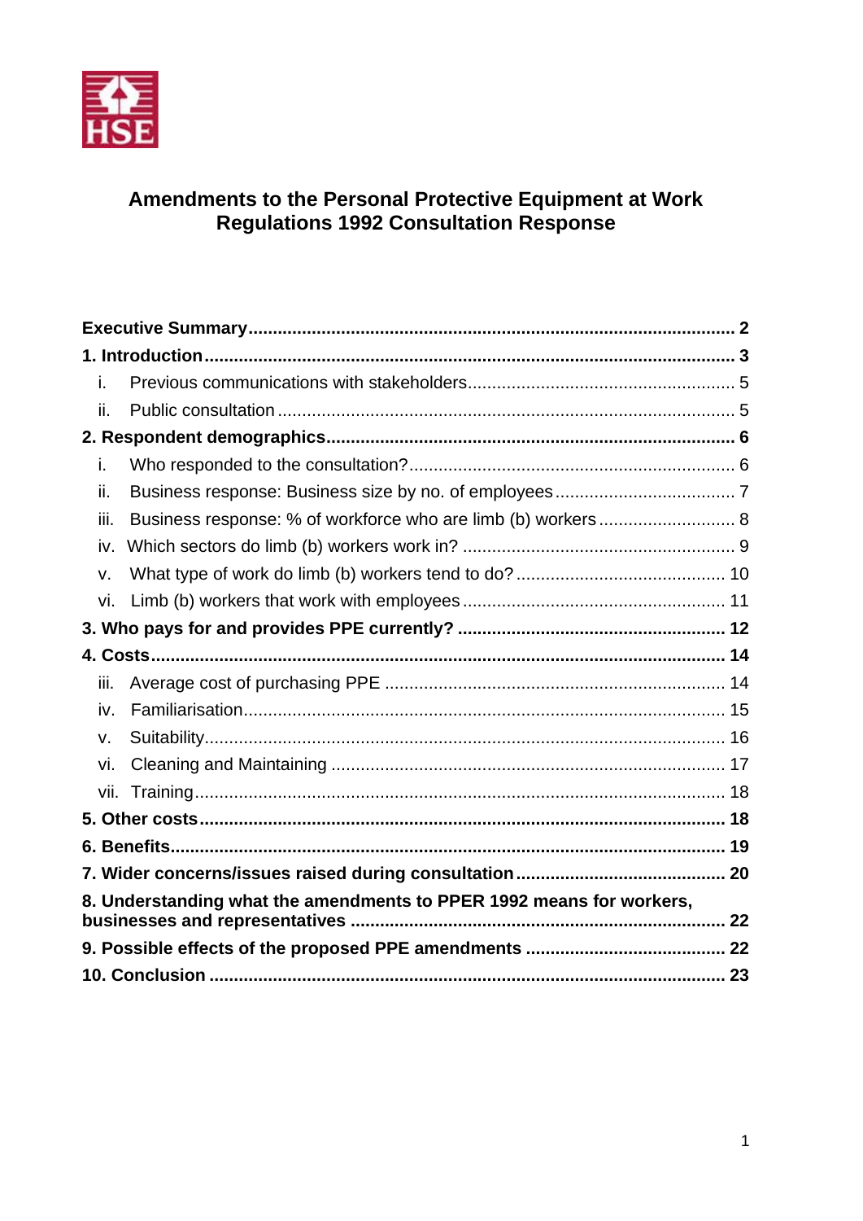# Amendments to the Personal Protective Equipment at Work Regulations 1992 Consultation Response

**Executive Summary** .................................................................................................. **2**

**1. Introduction** .............................................................................................................. **3**

- i. Previous communications with stakeholders ...................................................... 5
- ii. Public consultation ............................................................................................ 5

**2. Respondent demographics** .................................................................................... **6**

- i. Who responded to the consultation? .................................................................. 6
- ii. Business response: Business size by no. of employees .................................... 7
- iii. Business response: % of workforce who are limb (b) workers ........................... 8
- iv. Which sectors do limb (b) workers work in? ...................................................... 9
- v. What type of work do limb (b) workers tend to do? ........................................... 10
- vi. Limb (b) workers that work with employees ..................................................... 11

**3. Who pays for and provides PPE currently?** ....................................................... **12**

**4. Costs** ....................................................................................................................... **14**

- iii. Average cost of purchasing PPE ..................................................................... 14
- iv. Familiarisation ................................................................................................. 15
- v. Suitability ......................................................................................................... 16
- vi. Cleaning and Maintaining ................................................................................ 17
- vii. Training ........................................................................................................... 18

**5. Other costs** ............................................................................................................ **18**

**6. Benefits** .................................................................................................................. **19**

**7. Wider concerns/issues raised during consultation** .......................................... **20**

**8. Understanding what the amendments to PPER 1992 means for workers, businesses and representatives** ................................................................................ **22**

**9. Possible effects of the proposed PPE amendments** ......................................... **22**

**10. Conclusion** ............................................................................................................ **23**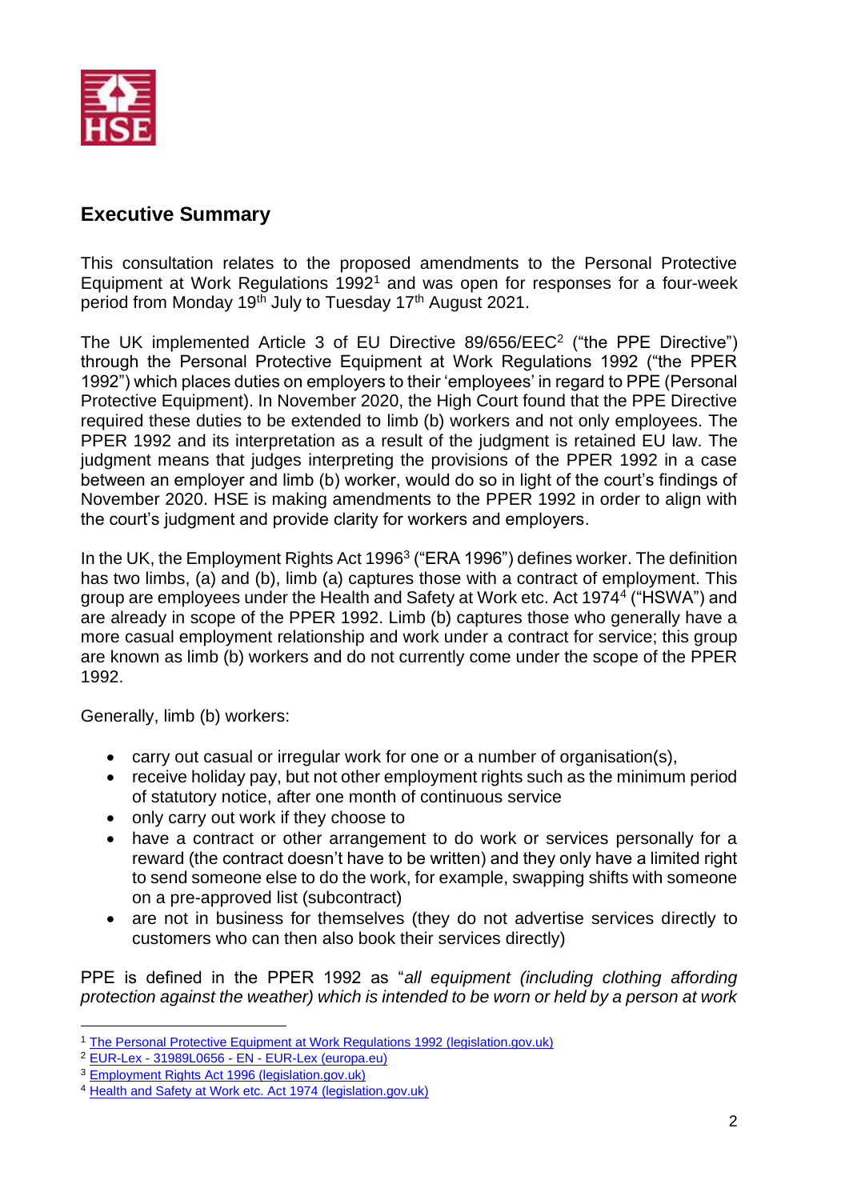## Executive Summary

This consultation relates to the proposed amendments to the Personal Protective Equipment at Work Regulations 1992[1] and was open for responses for a four-week period from Monday 19th July to Tuesday 17th August 2021.

The UK implemented Article 3 of EU Directive 89/656/EEC[2] ("the PPE Directive") through the Personal Protective Equipment at Work Regulations 1992 ("the PPER 1992") which places duties on employers to their 'employees' in regard to PPE (Personal Protective Equipment). In November 2020, the High Court found that the PPE Directive required these duties to be extended to limb (b) workers and not only employees. The PPER 1992 and its interpretation as a result of the judgment is retained EU law. The judgment means that judges interpreting the provisions of the PPER 1992 in a case between an employer and limb (b) worker, would do so in light of the court's findings of November 2020. HSE is making amendments to the PPER 1992 in order to align with the court's judgment and provide clarity for workers and employers.

In the UK, the Employment Rights Act 1996[3] ("ERA 1996") defines worker. The definition has two limbs, (a) and (b), limb (a) captures those with a contract of employment. This group are employees under the Health and Safety at Work etc. Act 1974[4] ("HSWA") and are already in scope of the PPER 1992. Limb (b) captures those who generally have a more casual employment relationship and work under a contract for service; this group are known as limb (b) workers and do not currently come under the scope of the PPER 1992.

Generally, limb (b) workers:

- carry out casual or irregular work for one or a number of organisation(s),
- receive holiday pay, but not other employment rights such as the minimum period of statutory notice, after one month of continuous service
- only carry out work if they choose to
- have a contract or other arrangement to do work or services personally for a reward (the contract doesn't have to be written) and they only have a limited right to send someone else to do the work, for example, swapping shifts with someone on a pre-approved list (subcontract)
- are not in business for themselves (they do not advertise services directly to customers who can then also book their services directly)

PPE is defined in the PPER 1992 as "*all equipment (including clothing affording protection against the weather) which is intended to be worn or held by a person at work*

---

[1] The Personal Protective Equipment at Work Regulations 1992 (legislation.gov.uk)
[2] EUR-Lex - 31989L0656 - EN - EUR-Lex (europa.eu)
[3] Employment Rights Act 1996 (legislation.gov.uk)
[4] Health and Safety at Work etc. Act 1974 (legislation.gov.uk)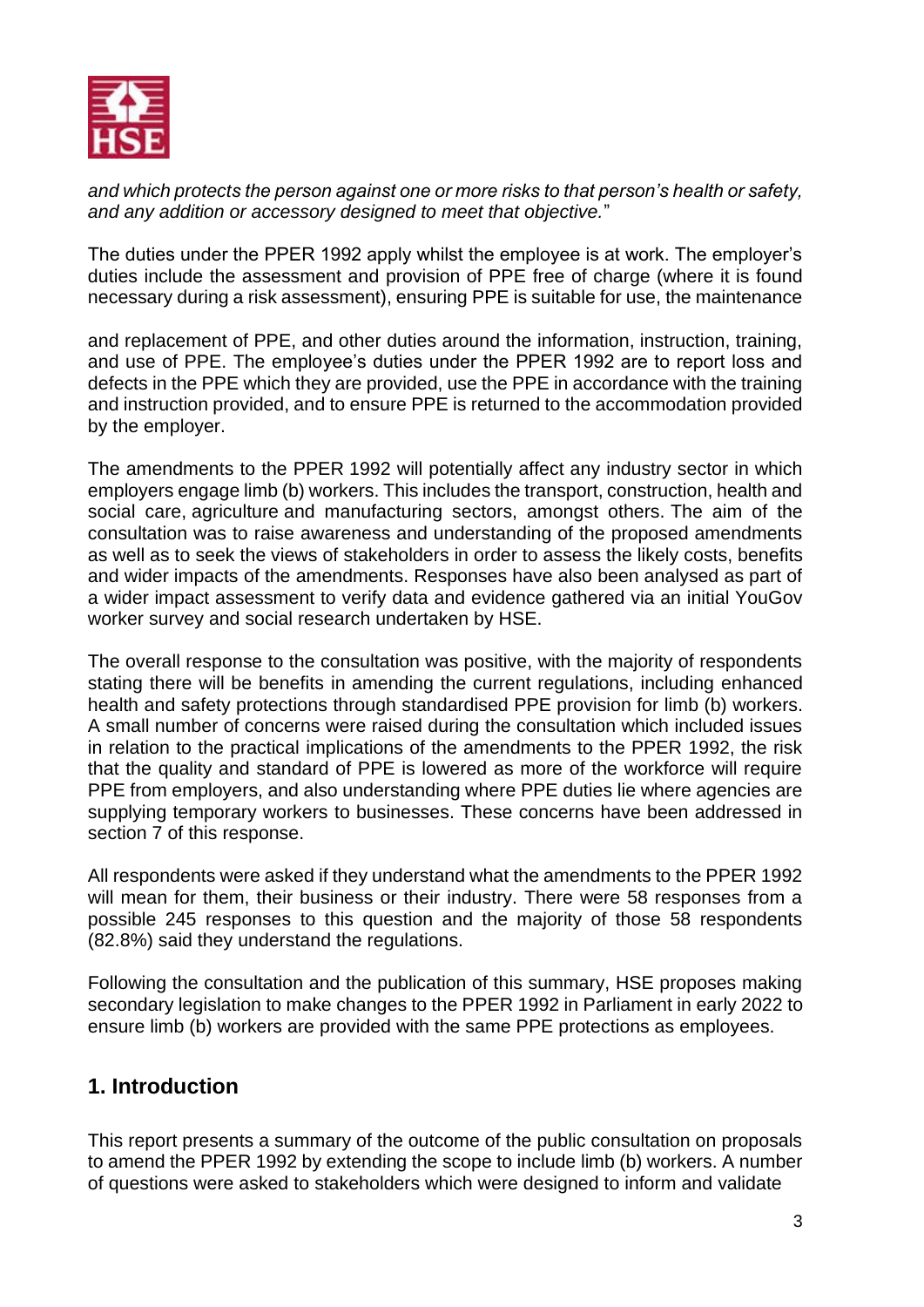*and which protects the person against one or more risks to that person's health or safety, and any addition or accessory designed to meet that objective."*

The duties under the PPER 1992 apply whilst the employee is at work. The employer's duties include the assessment and provision of PPE free of charge (where it is found necessary during a risk assessment), ensuring PPE is suitable for use, the maintenance

and replacement of PPE, and other duties around the information, instruction, training, and use of PPE. The employee's duties under the PPER 1992 are to report loss and defects in the PPE which they are provided, use the PPE in accordance with the training and instruction provided, and to ensure PPE is returned to the accommodation provided by the employer.

The amendments to the PPER 1992 will potentially affect any industry sector in which employers engage limb (b) workers. This includes the transport, construction, health and social care, agriculture and manufacturing sectors, amongst others. The aim of the consultation was to raise awareness and understanding of the proposed amendments as well as to seek the views of stakeholders in order to assess the likely costs, benefits and wider impacts of the amendments. Responses have also been analysed as part of a wider impact assessment to verify data and evidence gathered via an initial YouGov worker survey and social research undertaken by HSE.

The overall response to the consultation was positive, with the majority of respondents stating there will be benefits in amending the current regulations, including enhanced health and safety protections through standardised PPE provision for limb (b) workers. A small number of concerns were raised during the consultation which included issues in relation to the practical implications of the amendments to the PPER 1992, the risk that the quality and standard of PPE is lowered as more of the workforce will require PPE from employers, and also understanding where PPE duties lie where agencies are supplying temporary workers to businesses. These concerns have been addressed in section 7 of this response.

All respondents were asked if they understand what the amendments to the PPER 1992 will mean for them, their business or their industry. There were 58 responses from a possible 245 responses to this question and the majority of those 58 respondents (82.8%) said they understand the regulations.

Following the consultation and the publication of this summary, HSE proposes making secondary legislation to make changes to the PPER 1992 in Parliament in early 2022 to ensure limb (b) workers are provided with the same PPE protections as employees.

## 1. Introduction

This report presents a summary of the outcome of the public consultation on proposals to amend the PPER 1992 by extending the scope to include limb (b) workers. A number of questions were asked to stakeholders which were designed to inform and validate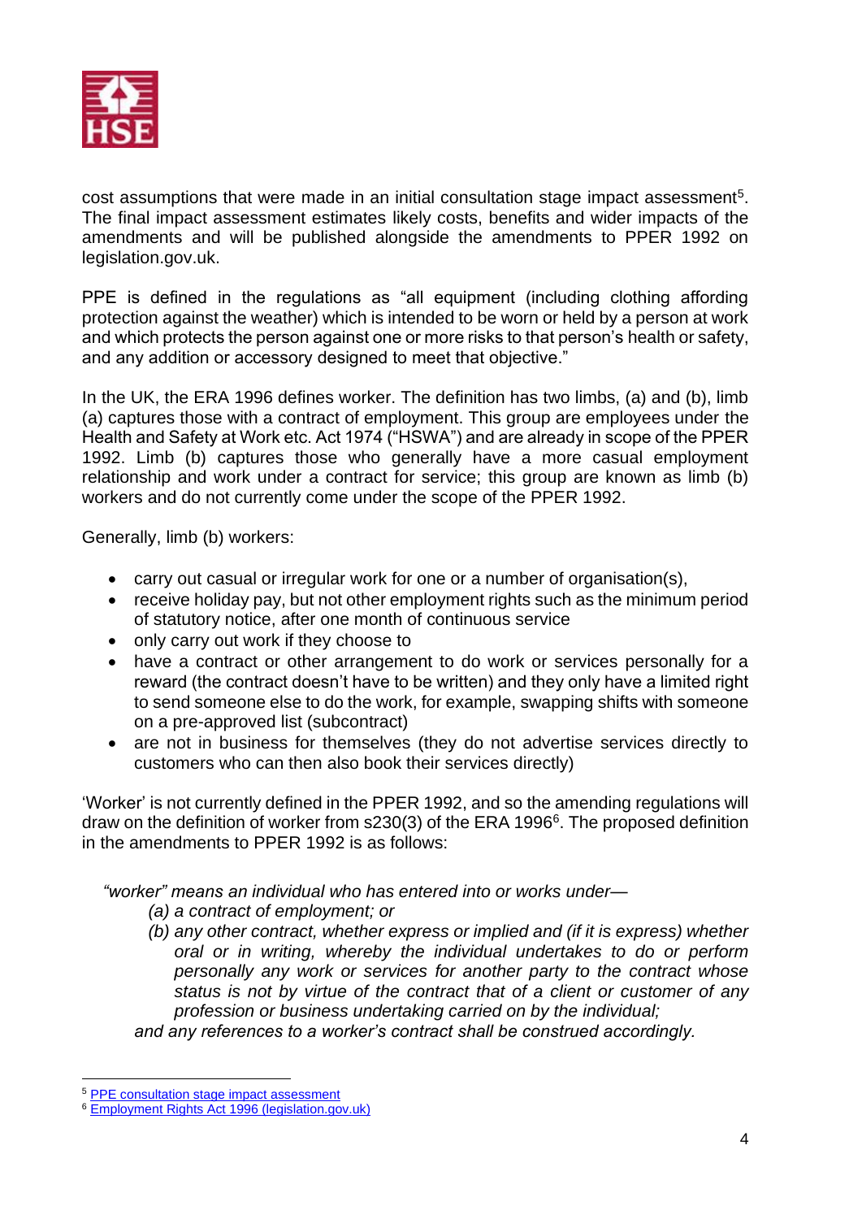cost assumptions that were made in an initial consultation stage impact assessment[5]. The final impact assessment estimates likely costs, benefits and wider impacts of the amendments and will be published alongside the amendments to PPER 1992 on legislation.gov.uk.

PPE is defined in the regulations as "all equipment (including clothing affording protection against the weather) which is intended to be worn or held by a person at work and which protects the person against one or more risks to that person's health or safety, and any addition or accessory designed to meet that objective."

In the UK, the ERA 1996 defines worker. The definition has two limbs, (a) and (b), limb (a) captures those with a contract of employment. This group are employees under the Health and Safety at Work etc. Act 1974 ("HSWA") and are already in scope of the PPER 1992. Limb (b) captures those who generally have a more casual employment relationship and work under a contract for service; this group are known as limb (b) workers and do not currently come under the scope of the PPER 1992.

Generally, limb (b) workers:

- carry out casual or irregular work for one or a number of organisation(s),
- receive holiday pay, but not other employment rights such as the minimum period of statutory notice, after one month of continuous service
- only carry out work if they choose to
- have a contract or other arrangement to do work or services personally for a reward (the contract doesn't have to be written) and they only have a limited right to send someone else to do the work, for example, swapping shifts with someone on a pre-approved list (subcontract)
- are not in business for themselves (they do not advertise services directly to customers who can then also book their services directly)

'Worker' is not currently defined in the PPER 1992, and so the amending regulations will draw on the definition of worker from s230(3) of the ERA 1996[6]. The proposed definition in the amendments to PPER 1992 is as follows:

> *"worker" means an individual who has entered into or works under—*
>
> *(a) a contract of employment; or*
>
> *(b) any other contract, whether express or implied and (if it is express) whether oral or in writing, whereby the individual undertakes to do or perform personally any work or services for another party to the contract whose status is not by virtue of the contract that of a client or customer of any profession or business undertaking carried on by the individual;*
>
> *and any references to a worker's contract shall be construed accordingly.*

---

[5] PPE consultation stage impact assessment

[6] Employment Rights Act 1996 (legislation.gov.uk)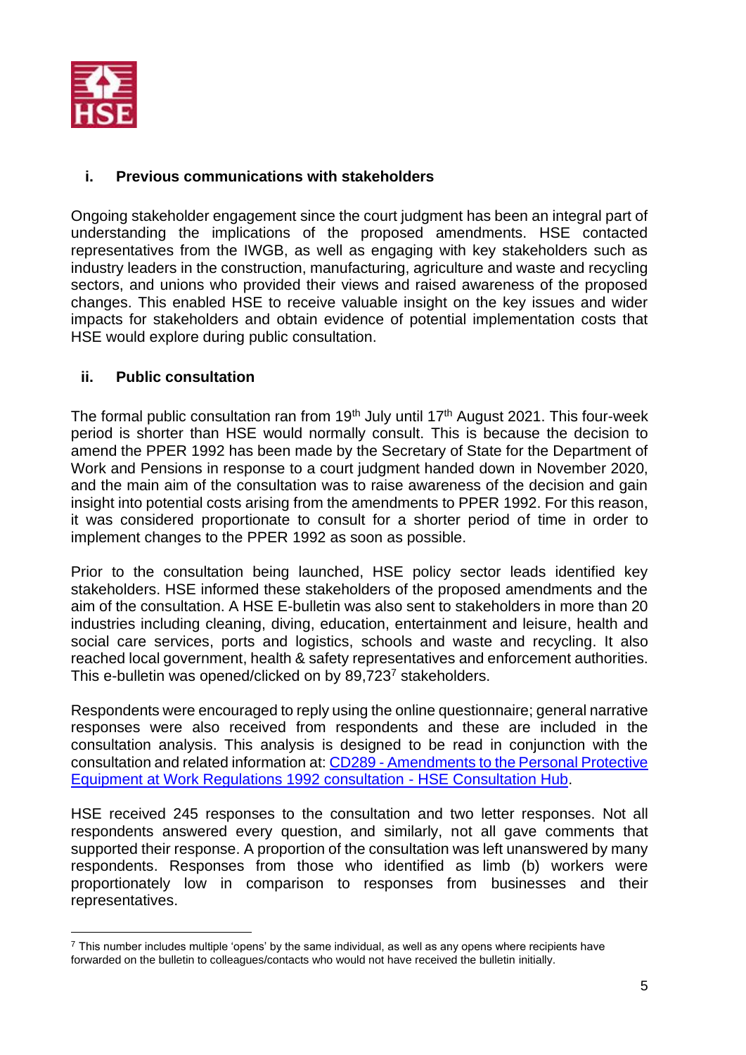### i. Previous communications with stakeholders

Ongoing stakeholder engagement since the court judgment has been an integral part of understanding the implications of the proposed amendments. HSE contacted representatives from the IWGB, as well as engaging with key stakeholders such as industry leaders in the construction, manufacturing, agriculture and waste and recycling sectors, and unions who provided their views and raised awareness of the proposed changes. This enabled HSE to receive valuable insight on the key issues and wider impacts for stakeholders and obtain evidence of potential implementation costs that HSE would explore during public consultation.

### ii. Public consultation

The formal public consultation ran from 19th July until 17th August 2021. This four-week period is shorter than HSE would normally consult. This is because the decision to amend the PPER 1992 has been made by the Secretary of State for the Department of Work and Pensions in response to a court judgment handed down in November 2020, and the main aim of the consultation was to raise awareness of the decision and gain insight into potential costs arising from the amendments to PPER 1992. For this reason, it was considered proportionate to consult for a shorter period of time in order to implement changes to the PPER 1992 as soon as possible.

Prior to the consultation being launched, HSE policy sector leads identified key stakeholders. HSE informed these stakeholders of the proposed amendments and the aim of the consultation. A HSE E-bulletin was also sent to stakeholders in more than 20 industries including cleaning, diving, education, entertainment and leisure, health and social care services, ports and logistics, schools and waste and recycling. It also reached local government, health & safety representatives and enforcement authorities. This e-bulletin was opened/clicked on by 89,723[7] stakeholders.

Respondents were encouraged to reply using the online questionnaire; general narrative responses were also received from respondents and these are included in the consultation analysis. This analysis is designed to be read in conjunction with the consultation and related information at: [CD289 - Amendments to the Personal Protective Equipment at Work Regulations 1992 consultation - HSE Consultation Hub].

HSE received 245 responses to the consultation and two letter responses. Not all respondents answered every question, and similarly, not all gave comments that supported their response. A proportion of the consultation was left unanswered by many respondents. Responses from those who identified as limb (b) workers were proportionately low in comparison to responses from businesses and their representatives.

---

[7] This number includes multiple 'opens' by the same individual, as well as any opens where recipients have forwarded on the bulletin to colleagues/contacts who would not have received the bulletin initially.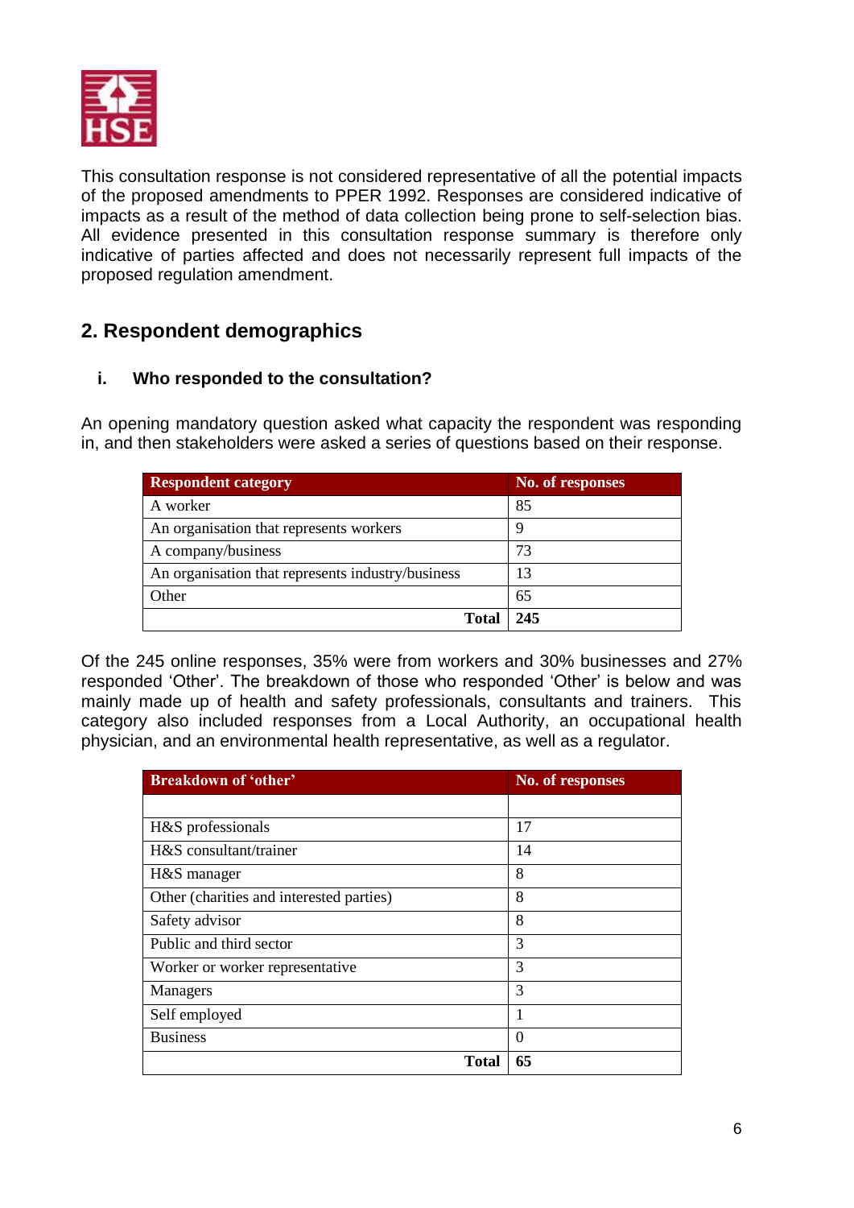This consultation response is not considered representative of all the potential impacts of the proposed amendments to PPER 1992. Responses are considered indicative of impacts as a result of the method of data collection being prone to self-selection bias. All evidence presented in this consultation response summary is therefore only indicative of parties affected and does not necessarily represent full impacts of the proposed regulation amendment.

## 2. Respondent demographics

### i. Who responded to the consultation?

An opening mandatory question asked what capacity the respondent was responding in, and then stakeholders were asked a series of questions based on their response.

| Respondent category | No. of responses |
|---|---|
| A worker | 85 |
| An organisation that represents workers | 9 |
| A company/business | 73 |
| An organisation that represents industry/business | 13 |
| Other | 65 |
| **Total** | **245** |

Of the 245 online responses, 35% were from workers and 30% businesses and 27% responded 'Other'. The breakdown of those who responded 'Other' is below and was mainly made up of health and safety professionals, consultants and trainers. This category also included responses from a Local Authority, an occupational health physician, and an environmental health representative, as well as a regulator.

| Breakdown of 'other' | No. of responses |
|---|---|
| | |
| H&S professionals | 17 |
| H&S consultant/trainer | 14 |
| H&S manager | 8 |
| Other (charities and interested parties) | 8 |
| Safety advisor | 8 |
| Public and third sector | 3 |
| Worker or worker representative | 3 |
| Managers | 3 |
| Self employed | 1 |
| Business | 0 |
| **Total** | **65** |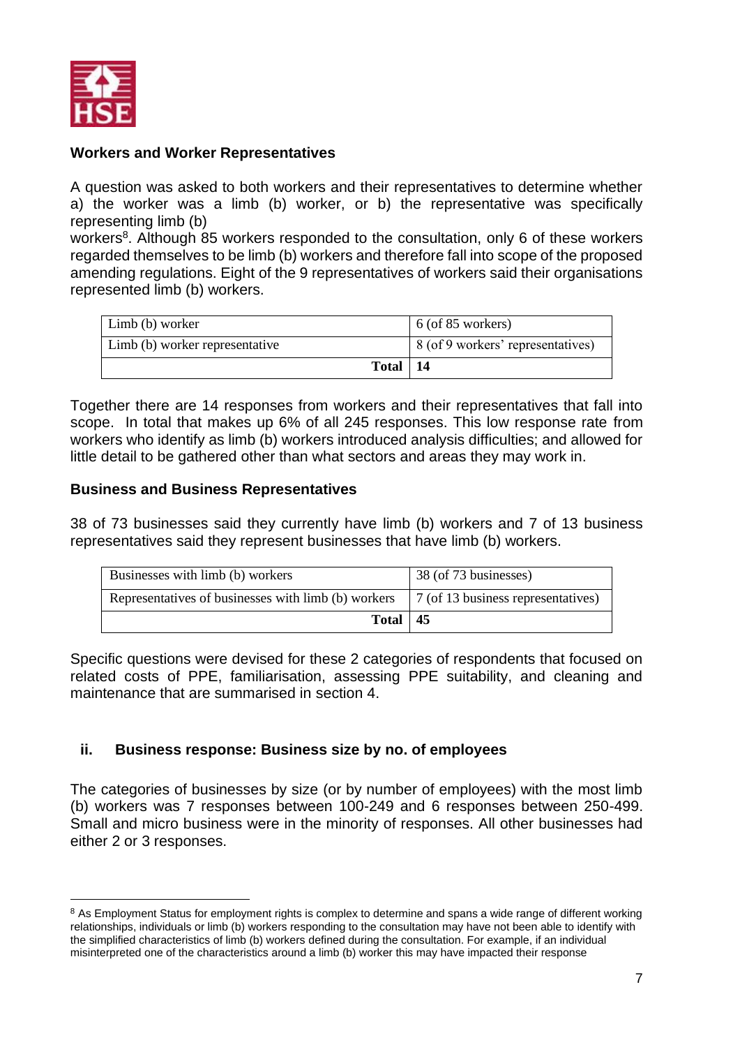### Workers and Worker Representatives

A question was asked to both workers and their representatives to determine whether a) the worker was a limb (b) worker, or b) the representative was specifically representing limb (b) workers[8]. Although 85 workers responded to the consultation, only 6 of these workers regarded themselves to be limb (b) workers and therefore fall into scope of the proposed amending regulations. Eight of the 9 representatives of workers said their organisations represented limb (b) workers.

| | |
|---|---|
| Limb (b) worker | 6 (of 85 workers) |
| Limb (b) worker representative | 8 (of 9 workers' representatives) |
| **Total** | **14** |

Together there are 14 responses from workers and their representatives that fall into scope. In total that makes up 6% of all 245 responses. This low response rate from workers who identify as limb (b) workers introduced analysis difficulties; and allowed for little detail to be gathered other than what sectors and areas they may work in.

### Business and Business Representatives

38 of 73 businesses said they currently have limb (b) workers and 7 of 13 business representatives said they represent businesses that have limb (b) workers.

| | |
|---|---|
| Businesses with limb (b) workers | 38 (of 73 businesses) |
| Representatives of businesses with limb (b) workers | 7 (of 13 business representatives) |
| **Total** | **45** |

Specific questions were devised for these 2 categories of respondents that focused on related costs of PPE, familiarisation, assessing PPE suitability, and cleaning and maintenance that are summarised in section 4.

### ii. Business response: Business size by no. of employees

The categories of businesses by size (or by number of employees) with the most limb (b) workers was 7 responses between 100-249 and 6 responses between 250-499. Small and micro business were in the minority of responses. All other businesses had either 2 or 3 responses.

[8] As Employment Status for employment rights is complex to determine and spans a wide range of different working relationships, individuals or limb (b) workers responding to the consultation may have not been able to identify with the simplified characteristics of limb (b) workers defined during the consultation. For example, if an individual misinterpreted one of the characteristics around a limb (b) worker this may have impacted their response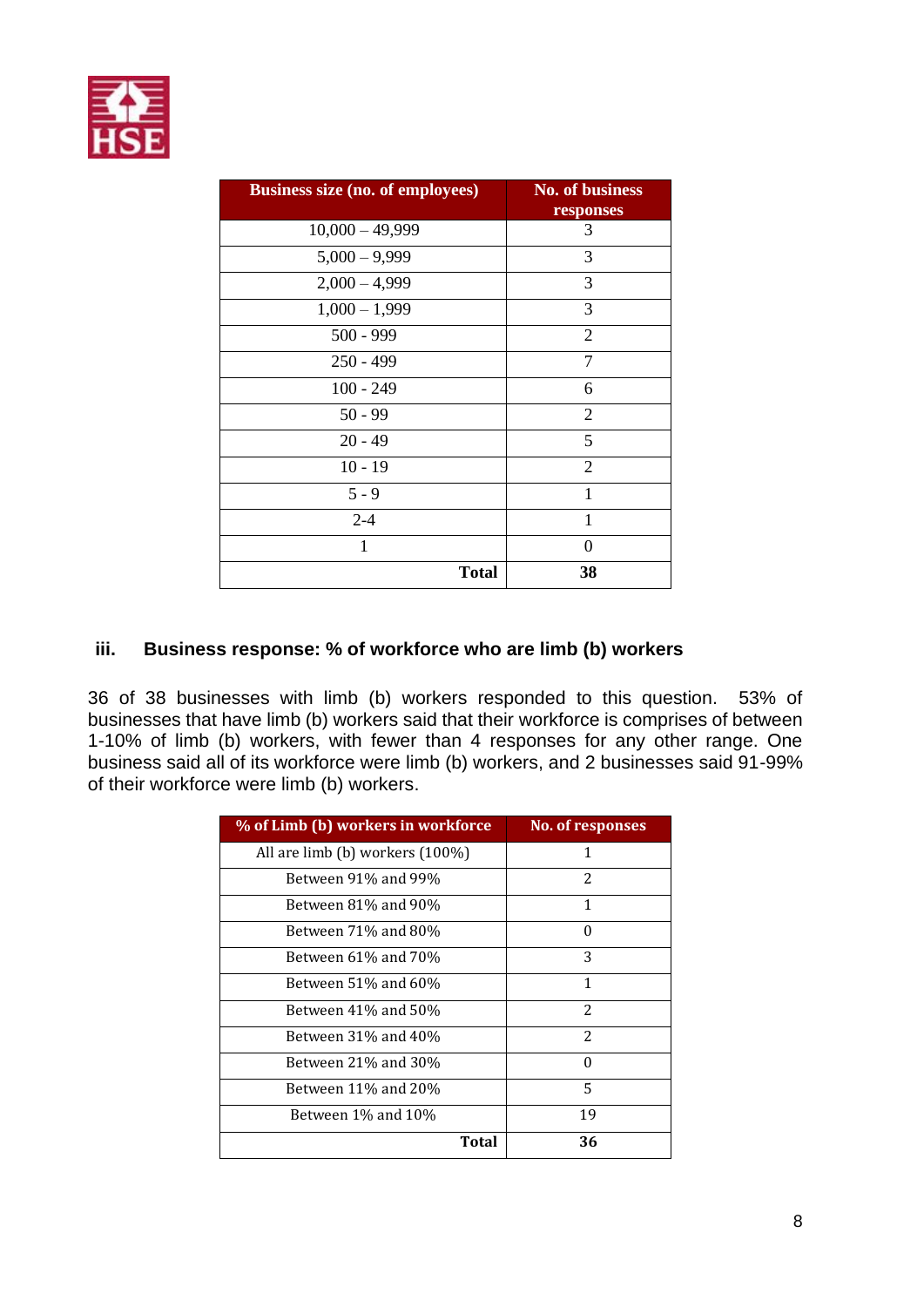| Business size (no. of employees) | No. of business responses |
|---|---|
| 10,000 – 49,999 | 3 |
| 5,000 – 9,999 | 3 |
| 2,000 – 4,999 | 3 |
| 1,000 – 1,999 | 3 |
| 500 - 999 | 2 |
| 250 - 499 | 7 |
| 100 - 249 | 6 |
| 50 - 99 | 2 |
| 20 - 49 | 5 |
| 10 - 19 | 2 |
| 5 - 9 | 1 |
| 2-4 | 1 |
| 1 | 0 |
| **Total** | **38** |

### iii. Business response: % of workforce who are limb (b) workers

36 of 38 businesses with limb (b) workers responded to this question. 53% of businesses that have limb (b) workers said that their workforce is comprises of between 1-10% of limb (b) workers, with fewer than 4 responses for any other range. One business said all of its workforce were limb (b) workers, and 2 businesses said 91-99% of their workforce were limb (b) workers.

| % of Limb (b) workers in workforce | No. of responses |
|---|---|
| All are limb (b) workers (100%) | 1 |
| Between 91% and 99% | 2 |
| Between 81% and 90% | 1 |
| Between 71% and 80% | 0 |
| Between 61% and 70% | 3 |
| Between 51% and 60% | 1 |
| Between 41% and 50% | 2 |
| Between 31% and 40% | 2 |
| Between 21% and 30% | 0 |
| Between 11% and 20% | 5 |
| Between 1% and 10% | 19 |
| **Total** | **36** |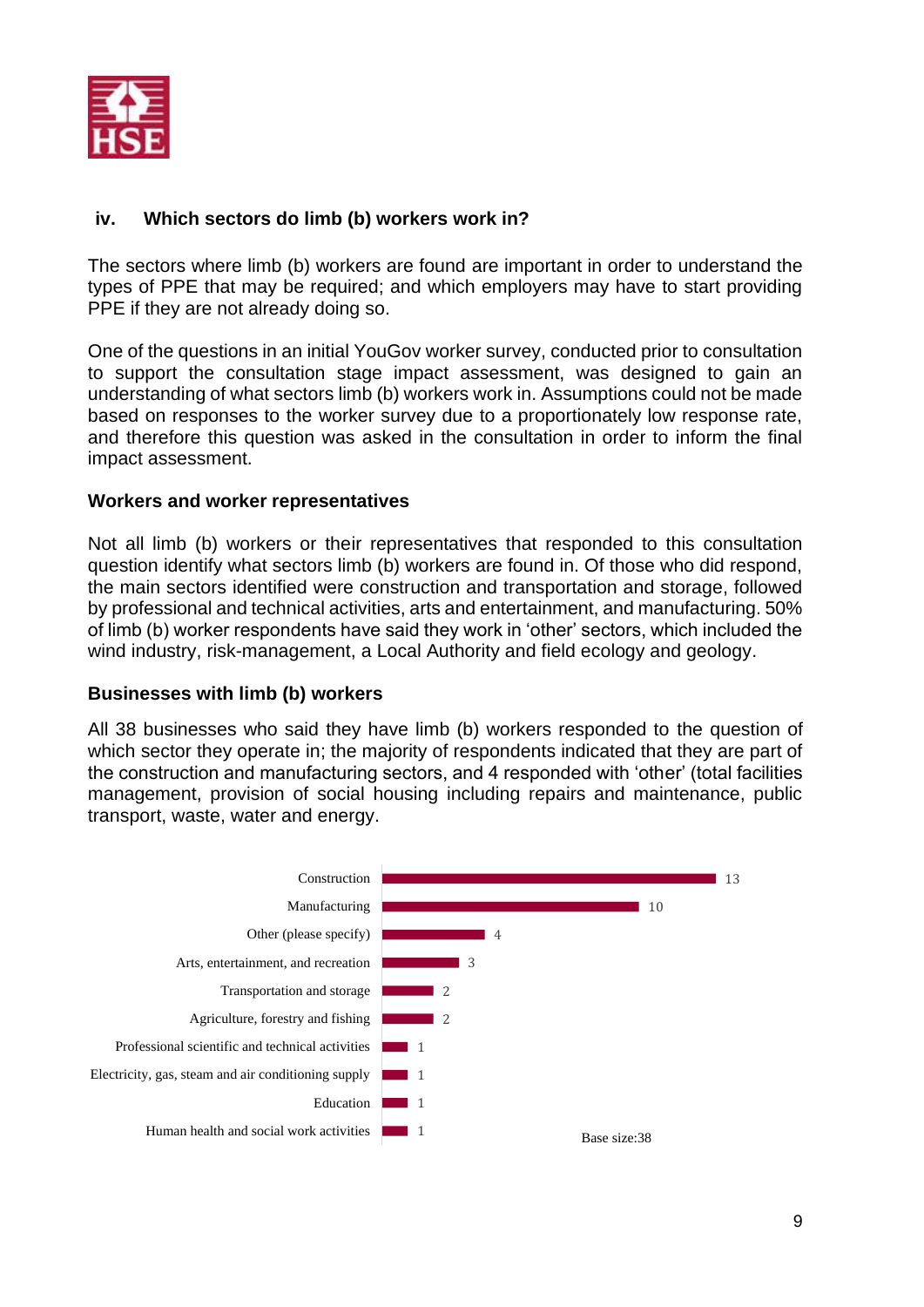### iv. Which sectors do limb (b) workers work in?

The sectors where limb (b) workers are found are important in order to understand the types of PPE that may be required; and which employers may have to start providing PPE if they are not already doing so.

One of the questions in an initial YouGov worker survey, conducted prior to consultation to support the consultation stage impact assessment, was designed to gain an understanding of what sectors limb (b) workers work in. Assumptions could not be made based on responses to the worker survey due to a proportionately low response rate, and therefore this question was asked in the consultation in order to inform the final impact assessment.

#### Workers and worker representatives

Not all limb (b) workers or their representatives that responded to this consultation question identify what sectors limb (b) workers are found in. Of those who did respond, the main sectors identified were construction and transportation and storage, followed by professional and technical activities, arts and entertainment, and manufacturing. 50% of limb (b) worker respondents have said they work in 'other' sectors, which included the wind industry, risk-management, a Local Authority and field ecology and geology.

#### Businesses with limb (b) workers

All 38 businesses who said they have limb (b) workers responded to the question of which sector they operate in; the majority of respondents indicated that they are part of the construction and manufacturing sectors, and 4 responded with 'other' (total facilities management, provision of social housing including repairs and maintenance, public transport, waste, water and energy.

| Sector | Count |
|---|---|
| Construction | 13 |
| Manufacturing | 10 |
| Other (please specify) | 4 |
| Arts, entertainment, and recreation | 3 |
| Transportation and storage | 2 |
| Agriculture, forestry and fishing | 2 |
| Professional scientific and technical activities | 1 |
| Electricity, gas, steam and air conditioning supply | 1 |
| Education | 1 |
| Human health and social work activities | 1 |

Base size:38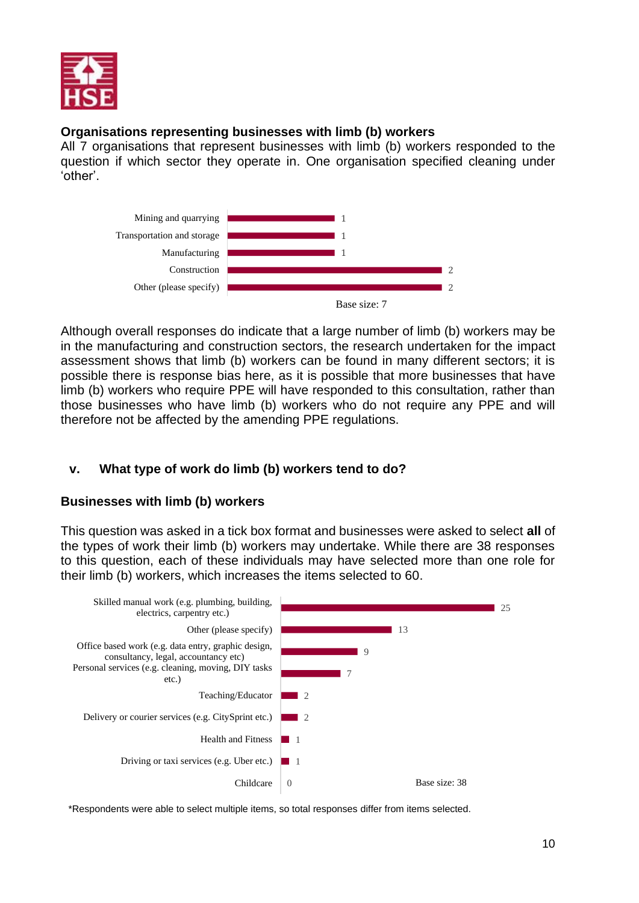### Organisations representing businesses with limb (b) workers

All 7 organisations that represent businesses with limb (b) workers responded to the question if which sector they operate in. One organisation specified cleaning under ‘other’.

| Sector | Responses |
| --- | --- |
| Mining and quarrying | 1 |
| Transportation and storage | 1 |
| Manufacturing | 1 |
| Construction | 2 |
| Other (please specify) | 2 |

Base size: 7

Although overall responses do indicate that a large number of limb (b) workers may be in the manufacturing and construction sectors, the research undertaken for the impact assessment shows that limb (b) workers can be found in many different sectors; it is possible there is response bias here, as it is possible that more businesses that have limb (b) workers who require PPE will have responded to this consultation, rather than those businesses who have limb (b) workers who do not require any PPE and will therefore not be affected by the amending PPE regulations.

## v. What type of work do limb (b) workers tend to do?

### Businesses with limb (b) workers

This question was asked in a tick box format and businesses were asked to select **all** of the types of work their limb (b) workers may undertake. While there are 38 responses to this question, each of these individuals may have selected more than one role for their limb (b) workers, which increases the items selected to 60.

| Type of work | Responses |
| --- | --- |
| Skilled manual work (e.g. plumbing, building, electrics, carpentry etc.) | 25 |
| Other (please specify) | 13 |
| Office based work (e.g. data entry, graphic design, consultancy, legal, accountancy etc) | 9 |
| Personal services (e.g. cleaning, moving, DIY tasks etc.) | 7 |
| Teaching/Educator | 2 |
| Delivery or courier services (e.g. CitySprint etc.) | 2 |
| Health and Fitness | 1 |
| Driving or taxi services (e.g. Uber etc.) | 1 |
| Childcare | 0 |

Base size: 38

*Respondents were able to select multiple items, so total responses differ from items selected.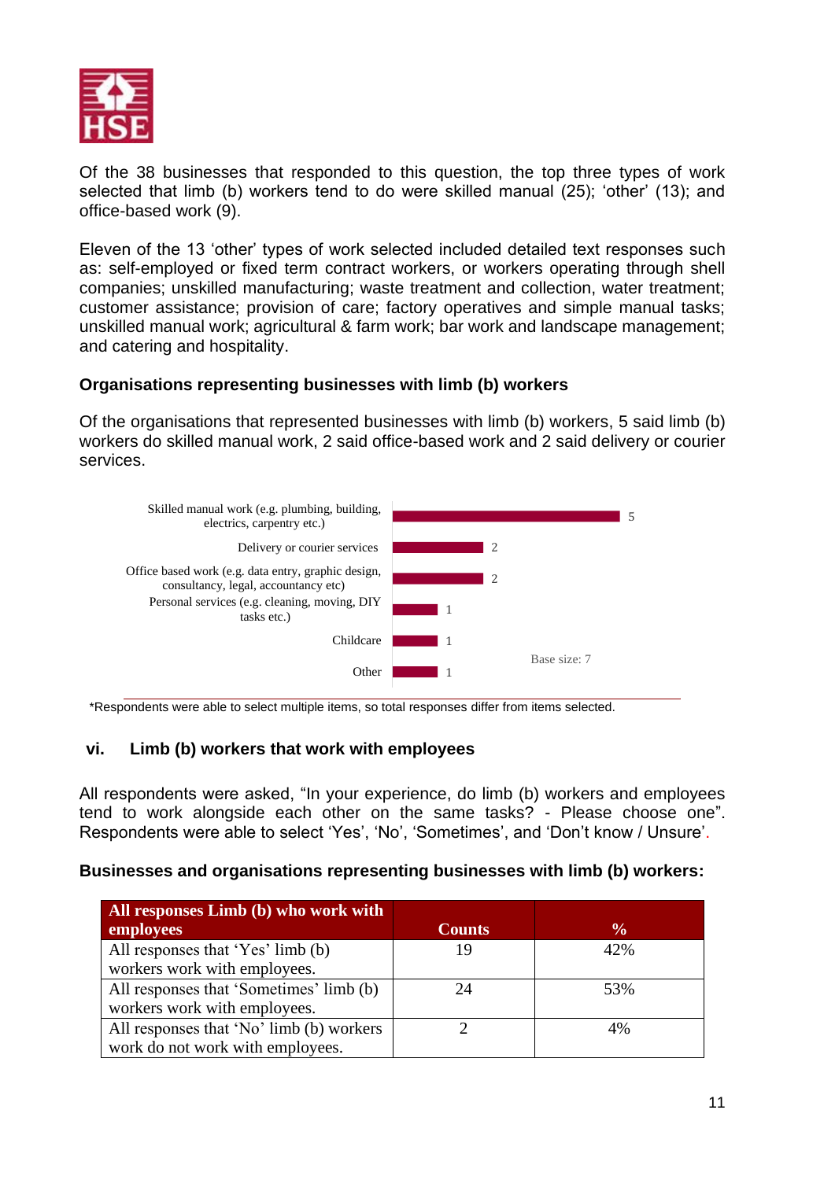Of the 38 businesses that responded to this question, the top three types of work selected that limb (b) workers tend to do were skilled manual (25); 'other' (13); and office-based work (9).

Eleven of the 13 'other' types of work selected included detailed text responses such as: self-employed or fixed term contract workers, or workers operating through shell companies; unskilled manufacturing; waste treatment and collection, water treatment; customer assistance; provision of care; factory operatives and simple manual tasks; unskilled manual work; agricultural & farm work; bar work and landscape management; and catering and hospitality.

### Organisations representing businesses with limb (b) workers

Of the organisations that represented businesses with limb (b) workers, 5 said limb (b) workers do skilled manual work, 2 said office-based work and 2 said delivery or courier services.

| Type of work | Count |
|---|---|
| Skilled manual work (e.g. plumbing, building, electrics, carpentry etc.) | 5 |
| Delivery or courier services | 2 |
| Office based work (e.g. data entry, graphic design, consultancy, legal, accountancy etc) | 2 |
| Personal services (e.g. cleaning, moving, DIY tasks etc.) | 1 |
| Childcare | 1 |
| Other | 1 |

Base size: 7

*Respondents were able to select multiple items, so total responses differ from items selected.

### vi. Limb (b) workers that work with employees

All respondents were asked, "In your experience, do limb (b) workers and employees tend to work alongside each other on the same tasks? - Please choose one". Respondents were able to select 'Yes', 'No', 'Sometimes', and 'Don't know / Unsure'.

### Businesses and organisations representing businesses with limb (b) workers:

| All responses Limb (b) who work with employees | Counts | % |
|---|---|---|
| All responses that 'Yes' limb (b) workers work with employees. | 19 | 42% |
| All responses that 'Sometimes' limb (b) workers work with employees. | 24 | 53% |
| All responses that 'No' limb (b) workers work do not work with employees. | 2 | 4% |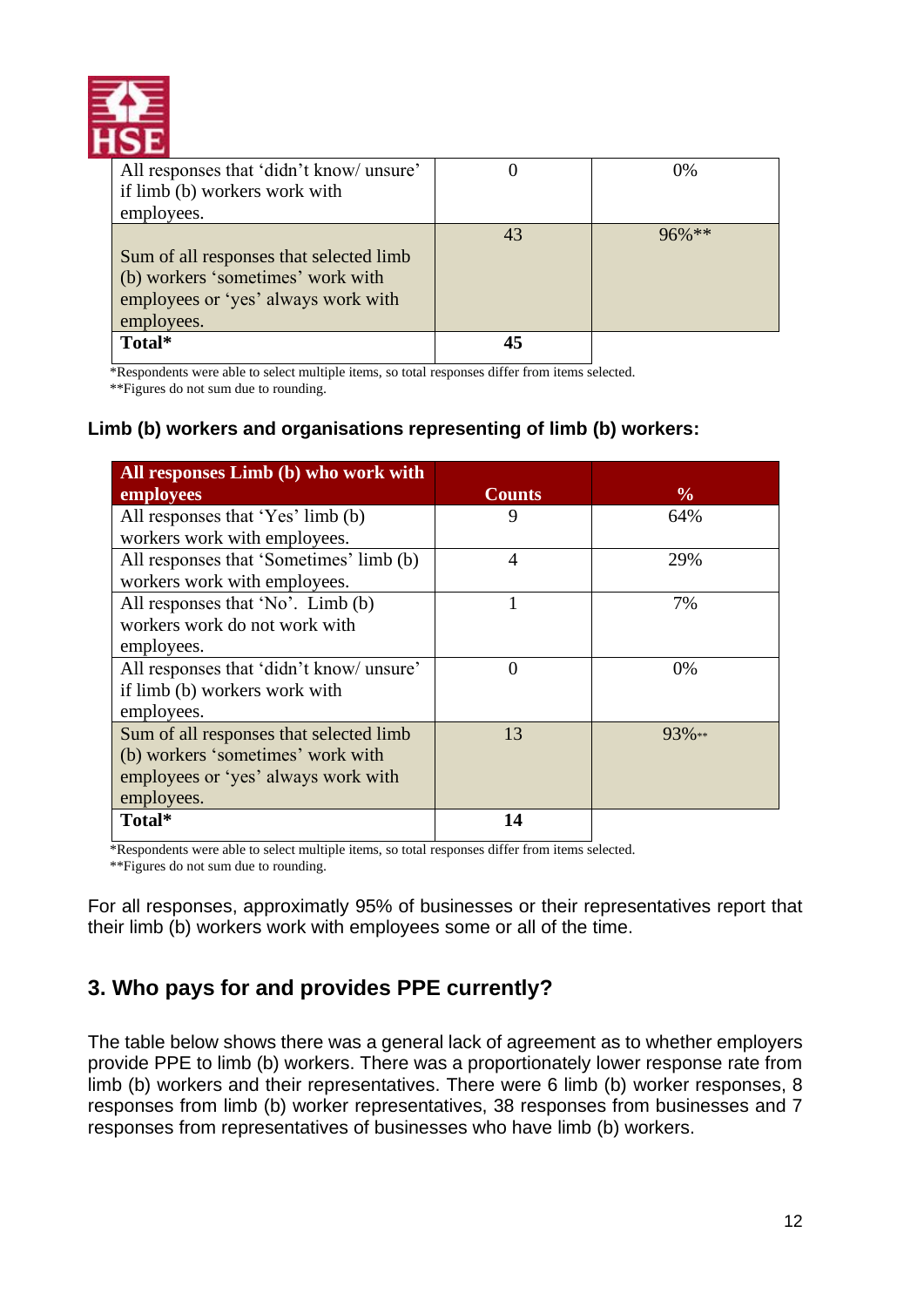| | | |
|---|---|---|
| All responses that 'didn't know/ unsure' if limb (b) workers work with employees. | 0 | 0% |
| Sum of all responses that selected limb (b) workers 'sometimes' work with employees or 'yes' always work with employees. | 43 | 96%** |
| **Total*** | **45** | |

*Respondents were able to select multiple items, so total responses differ from items selected.
**Figures do not sum due to rounding.

### Limb (b) workers and organisations representing of limb (b) workers:

| All responses Limb (b) who work with employees | Counts | % |
|---|---|---|
| All responses that 'Yes' limb (b) workers work with employees. | 9 | 64% |
| All responses that 'Sometimes' limb (b) workers work with employees. | 4 | 29% |
| All responses that 'No'. Limb (b) workers work do not work with employees. | 1 | 7% |
| All responses that 'didn't know/ unsure' if limb (b) workers work with employees. | 0 | 0% |
| Sum of all responses that selected limb (b) workers 'sometimes' work with employees or 'yes' always work with employees. | 13 | 93%** |
| **Total*** | **14** | |

*Respondents were able to select multiple items, so total responses differ from items selected.
**Figures do not sum due to rounding.

For all responses, approximatly 95% of businesses or their representatives report that their limb (b) workers work with employees some or all of the time.

## 3. Who pays for and provides PPE currently?

The table below shows there was a general lack of agreement as to whether employers provide PPE to limb (b) workers. There was a proportionately lower response rate from limb (b) workers and their representatives. There were 6 limb (b) worker responses, 8 responses from limb (b) worker representatives, 38 responses from businesses and 7 responses from representatives of businesses who have limb (b) workers.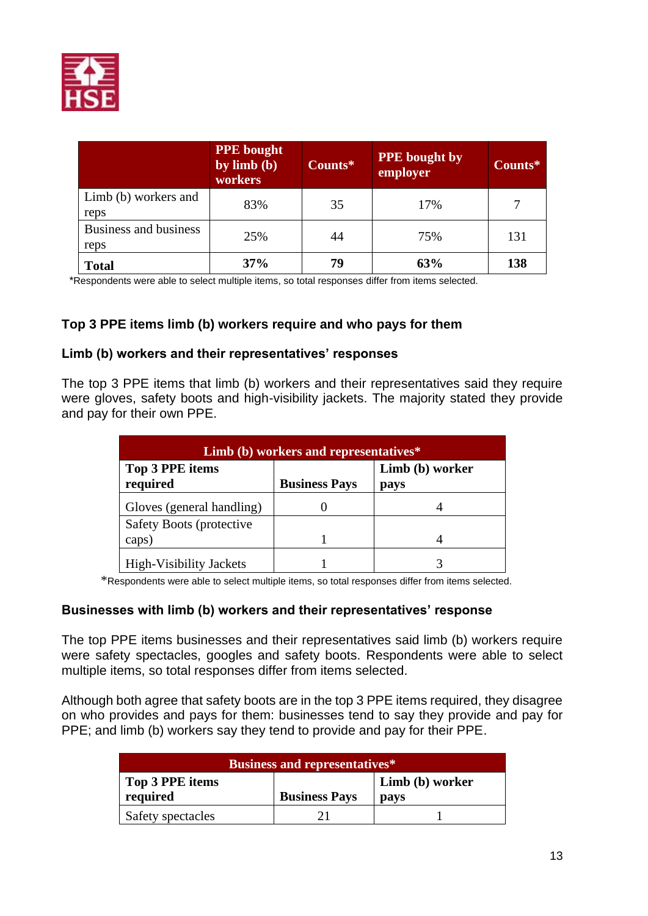| | PPE bought by limb (b) workers | Counts* | PPE bought by employer | Counts* |
|---|---|---|---|---|
| Limb (b) workers and reps | 83% | 35 | 17% | 7 |
| Business and business reps | 25% | 44 | 75% | 131 |
| **Total** | **37%** | **79** | **63%** | **138** |

*Respondents were able to select multiple items, so total responses differ from items selected.

### Top 3 PPE items limb (b) workers require and who pays for them

#### Limb (b) workers and their representatives' responses

The top 3 PPE items that limb (b) workers and their representatives said they require were gloves, safety boots and high-visibility jackets. The majority stated they provide and pay for their own PPE.

| Limb (b) workers and representatives* | | |
|---|---|---|
| **Top 3 PPE items required** | **Business Pays** | **Limb (b) worker pays** |
| Gloves (general handling) | 0 | 4 |
| Safety Boots (protective caps) | 1 | 4 |
| High-Visibility Jackets | 1 | 3 |

*Respondents were able to select multiple items, so total responses differ from items selected.

#### Businesses with limb (b) workers and their representatives' response

The top PPE items businesses and their representatives said limb (b) workers require were safety spectacles, googles and safety boots. Respondents were able to select multiple items, so total responses differ from items selected.

Although both agree that safety boots are in the top 3 PPE items required, they disagree on who provides and pays for them: businesses tend to say they provide and pay for PPE; and limb (b) workers say they tend to provide and pay for their PPE.

| Business and representatives* | | |
|---|---|---|
| **Top 3 PPE items required** | **Business Pays** | **Limb (b) worker pays** |
| Safety spectacles | 21 | 1 |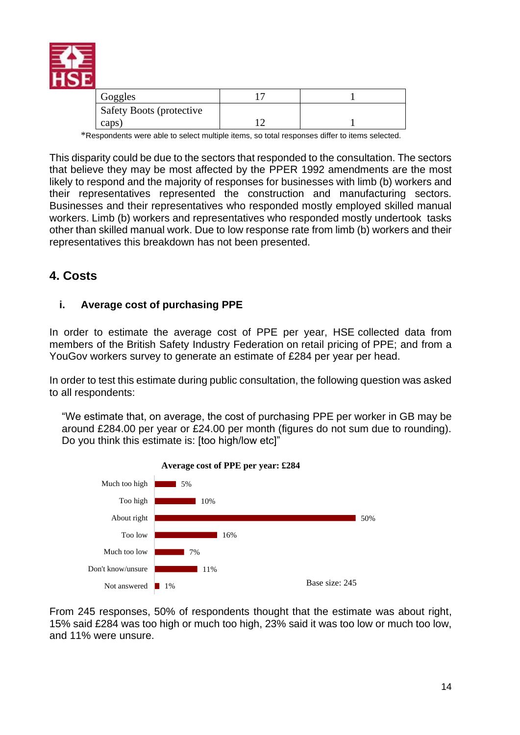| Goggles | 17 | 1 |
| --- | --- | --- |
| Safety Boots (protective caps) | 12 | 1 |

*Respondents were able to select multiple items, so total responses differ to items selected.

This disparity could be due to the sectors that responded to the consultation. The sectors that believe they may be most affected by the PPER 1992 amendments are the most likely to respond and the majority of responses for businesses with limb (b) workers and their representatives represented the construction and manufacturing sectors. Businesses and their representatives who responded mostly employed skilled manual workers. Limb (b) workers and representatives who responded mostly undertook tasks other than skilled manual work. Due to low response rate from limb (b) workers and their representatives this breakdown has not been presented.

## 4. Costs

### i. Average cost of purchasing PPE

In order to estimate the average cost of PPE per year, HSE collected data from members of the British Safety Industry Federation on retail pricing of PPE; and from a YouGov workers survey to generate an estimate of £284 per year per head.

In order to test this estimate during public consultation, the following question was asked to all respondents:

> "We estimate that, on average, the cost of purchasing PPE per worker in GB may be around £284.00 per year or £24.00 per month (figures do not sum due to rounding). Do you think this estimate is: [too high/low etc]"

**Average cost of PPE per year: £284**

| Response | % |
| --- | --- |
| Much too high | 5% |
| Too high | 10% |
| About right | 50% |
| Too low | 16% |
| Much too low | 7% |
| Don't know/unsure | 11% |
| Not answered | 1% |

Base size: 245

From 245 responses, 50% of respondents thought that the estimate was about right, 15% said £284 was too high or much too high, 23% said it was too low or much too low, and 11% were unsure.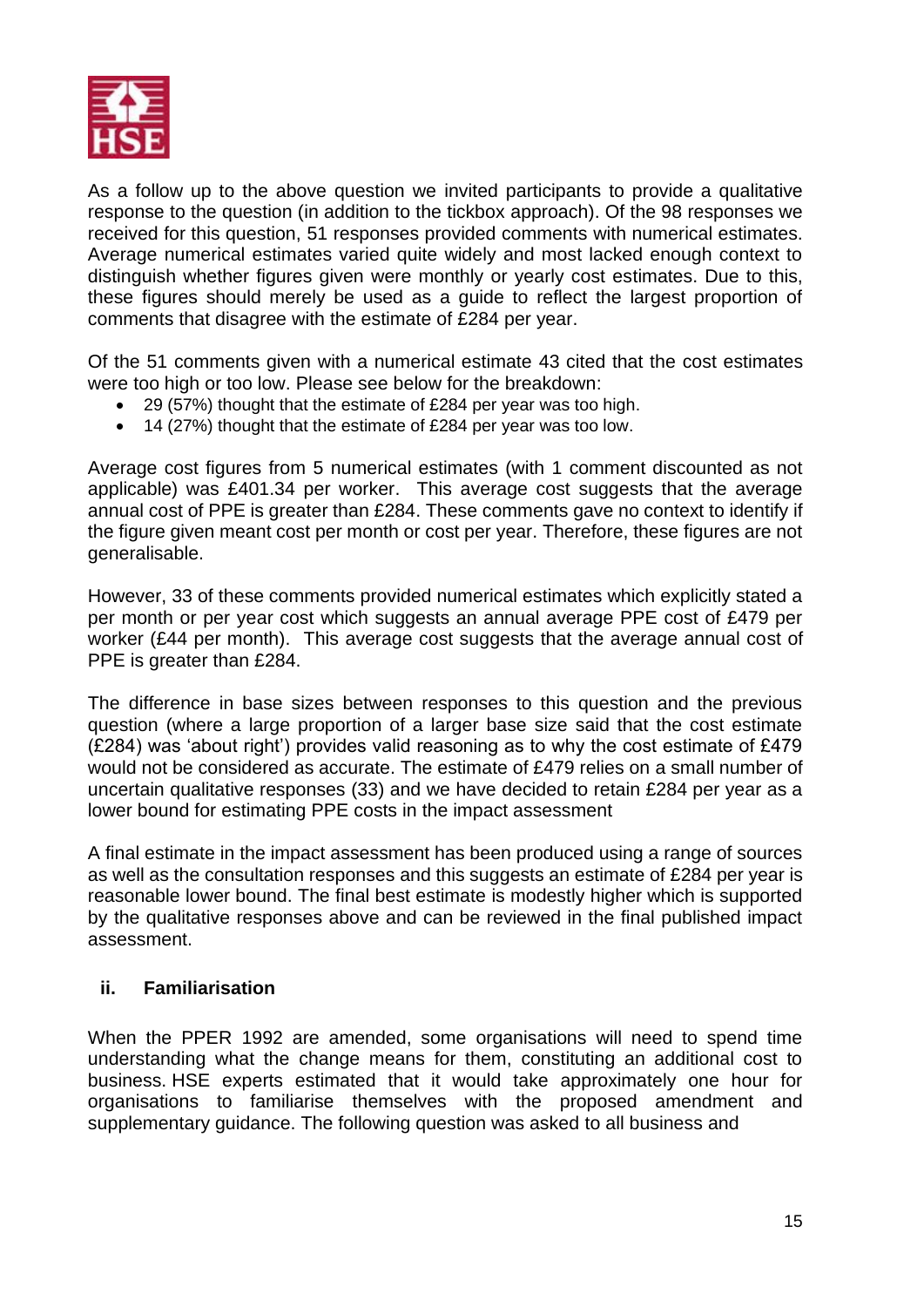As a follow up to the above question we invited participants to provide a qualitative response to the question (in addition to the tickbox approach). Of the 98 responses we received for this question, 51 responses provided comments with numerical estimates. Average numerical estimates varied quite widely and most lacked enough context to distinguish whether figures given were monthly or yearly cost estimates. Due to this, these figures should merely be used as a guide to reflect the largest proportion of comments that disagree with the estimate of £284 per year.

Of the 51 comments given with a numerical estimate 43 cited that the cost estimates were too high or too low. Please see below for the breakdown:

- 29 (57%) thought that the estimate of £284 per year was too high.
- 14 (27%) thought that the estimate of £284 per year was too low.

Average cost figures from 5 numerical estimates (with 1 comment discounted as not applicable) was £401.34 per worker. This average cost suggests that the average annual cost of PPE is greater than £284. These comments gave no context to identify if the figure given meant cost per month or cost per year. Therefore, these figures are not generalisable.

However, 33 of these comments provided numerical estimates which explicitly stated a per month or per year cost which suggests an annual average PPE cost of £479 per worker (£44 per month). This average cost suggests that the average annual cost of PPE is greater than £284.

The difference in base sizes between responses to this question and the previous question (where a large proportion of a larger base size said that the cost estimate (£284) was 'about right') provides valid reasoning as to why the cost estimate of £479 would not be considered as accurate. The estimate of £479 relies on a small number of uncertain qualitative responses (33) and we have decided to retain £284 per year as a lower bound for estimating PPE costs in the impact assessment

A final estimate in the impact assessment has been produced using a range of sources as well as the consultation responses and this suggests an estimate of £284 per year is reasonable lower bound. The final best estimate is modestly higher which is supported by the qualitative responses above and can be reviewed in the final published impact assessment.

### ii. Familiarisation

When the PPER 1992 are amended, some organisations will need to spend time understanding what the change means for them, constituting an additional cost to business. HSE experts estimated that it would take approximately one hour for organisations to familiarise themselves with the proposed amendment and supplementary guidance. The following question was asked to all business and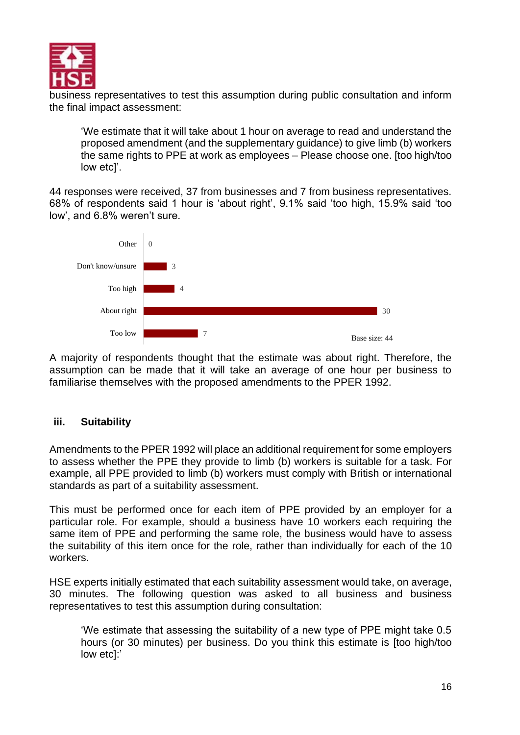business representatives to test this assumption during public consultation and inform the final impact assessment:

> 'We estimate that it will take about 1 hour on average to read and understand the proposed amendment (and the supplementary guidance) to give limb (b) workers the same rights to PPE at work as employees – Please choose one. [too high/too low etc]'.

44 responses were received, 37 from businesses and 7 from business representatives. 68% of respondents said 1 hour is 'about right', 9.1% said 'too high, 15.9% said 'too low', and 6.8% weren't sure.

| Response | Count |
|---|---|
| Other | 0 |
| Don't know/unsure | 3 |
| Too high | 4 |
| About right | 30 |
| Too low | 7 |

Base size: 44

A majority of respondents thought that the estimate was about right. Therefore, the assumption can be made that it will take an average of one hour per business to familiarise themselves with the proposed amendments to the PPER 1992.

### iii. Suitability

Amendments to the PPER 1992 will place an additional requirement for some employers to assess whether the PPE they provide to limb (b) workers is suitable for a task. For example, all PPE provided to limb (b) workers must comply with British or international standards as part of a suitability assessment.

This must be performed once for each item of PPE provided by an employer for a particular role. For example, should a business have 10 workers each requiring the same item of PPE and performing the same role, the business would have to assess the suitability of this item once for the role, rather than individually for each of the 10 workers.

HSE experts initially estimated that each suitability assessment would take, on average, 30 minutes. The following question was asked to all business and business representatives to test this assumption during consultation:

> 'We estimate that assessing the suitability of a new type of PPE might take 0.5 hours (or 30 minutes) per business. Do you think this estimate is [too high/too low etc]:'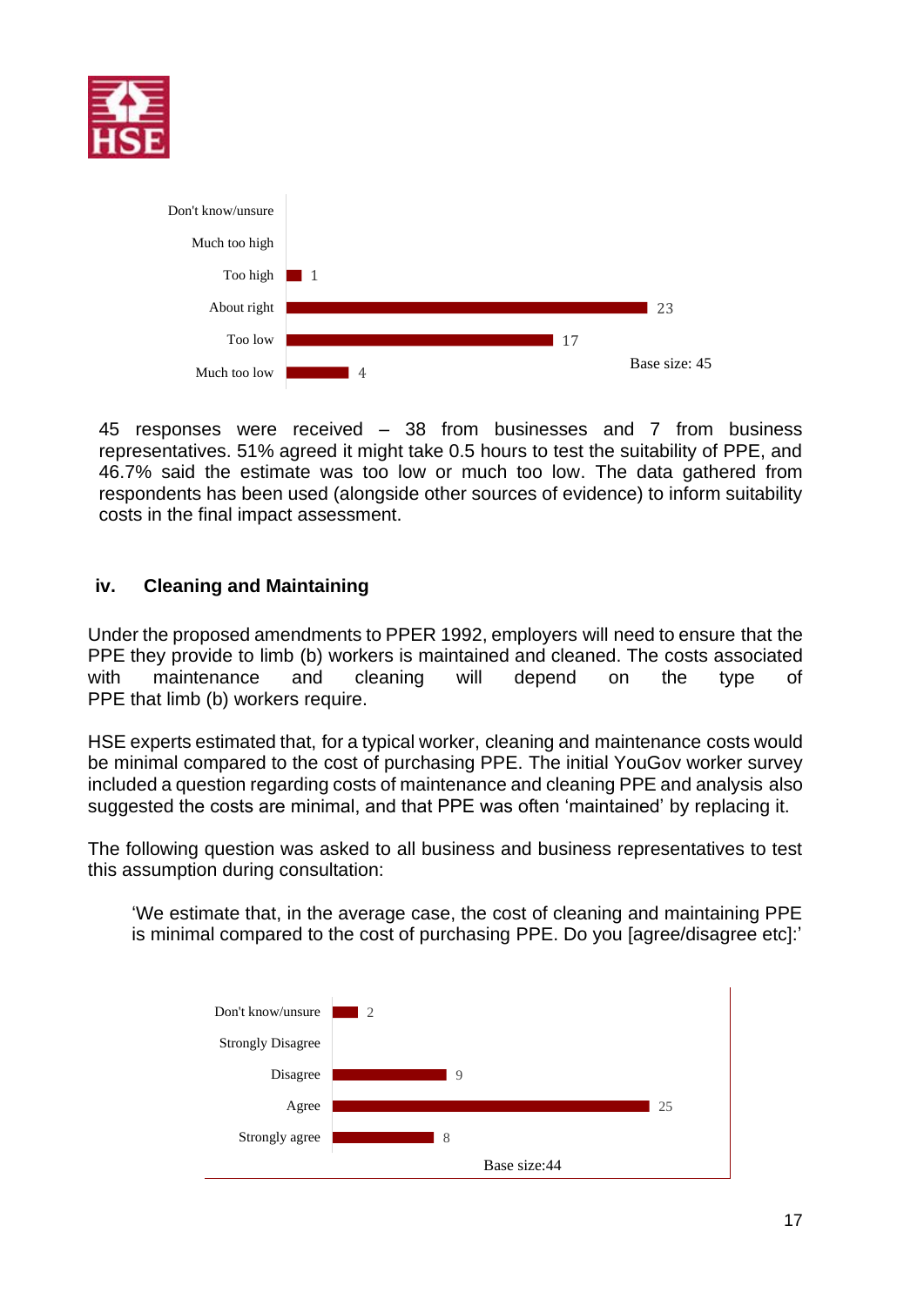| Response | Count |
|---|---|
| Don't know/unsure | |
| Much too high | |
| Too high | 1 |
| About right | 23 |
| Too low | 17 |
| Much too low | 4 |

Base size: 45

45 responses were received – 38 from businesses and 7 from business representatives. 51% agreed it might take 0.5 hours to test the suitability of PPE, and 46.7% said the estimate was too low or much too low. The data gathered from respondents has been used (alongside other sources of evidence) to inform suitability costs in the final impact assessment.

### iv. Cleaning and Maintaining

Under the proposed amendments to PPER 1992, employers will need to ensure that the PPE they provide to limb (b) workers is maintained and cleaned. The costs associated with maintenance and cleaning will depend on the type of PPE that limb (b) workers require.

HSE experts estimated that, for a typical worker, cleaning and maintenance costs would be minimal compared to the cost of purchasing PPE. The initial YouGov worker survey included a question regarding costs of maintenance and cleaning PPE and analysis also suggested the costs are minimal, and that PPE was often 'maintained' by replacing it.

The following question was asked to all business and business representatives to test this assumption during consultation:

> 'We estimate that, in the average case, the cost of cleaning and maintaining PPE is minimal compared to the cost of purchasing PPE. Do you [agree/disagree etc]:'

| Response | Count |
|---|---|
| Don't know/unsure | 2 |
| Strongly Disagree | |
| Disagree | 9 |
| Agree | 25 |
| Strongly agree | 8 |

Base size:44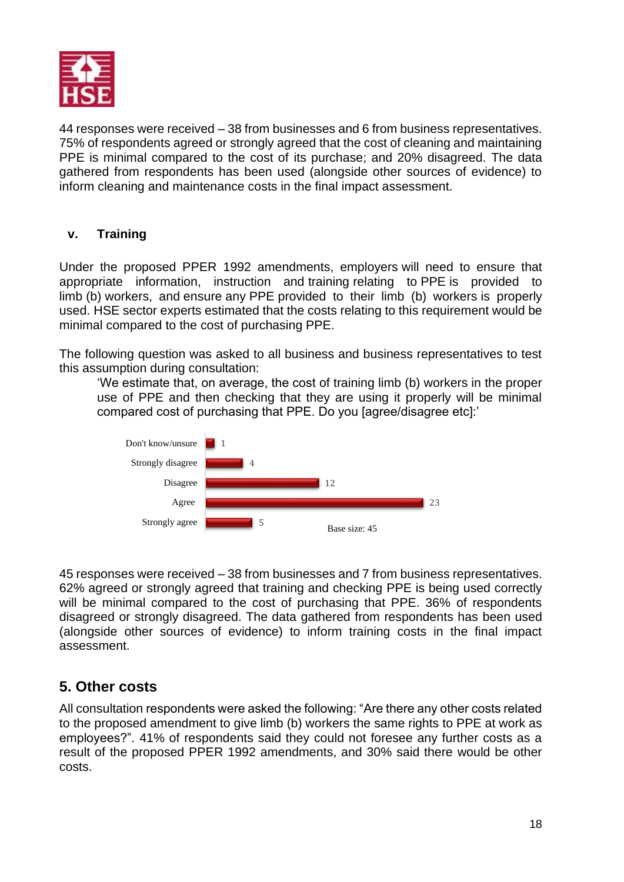44 responses were received – 38 from businesses and 6 from business representatives. 75% of respondents agreed or strongly agreed that the cost of cleaning and maintaining PPE is minimal compared to the cost of its purchase; and 20% disagreed. The data gathered from respondents has been used (alongside other sources of evidence) to inform cleaning and maintenance costs in the final impact assessment.

### v. Training

Under the proposed PPER 1992 amendments, employers will need to ensure that appropriate information, instruction and training relating to PPE is provided to limb (b) workers, and ensure any PPE provided to their limb (b) workers is properly used. HSE sector experts estimated that the costs relating to this requirement would be minimal compared to the cost of purchasing PPE.

The following question was asked to all business and business representatives to test this assumption during consultation:

> 'We estimate that, on average, the cost of training limb (b) workers in the proper use of PPE and then checking that they are using it properly will be minimal compared cost of purchasing that PPE. Do you [agree/disagree etc]:'

| Response | Count |
|---|---|
| Don't know/unsure | 1 |
| Strongly disagree | 4 |
| Disagree | 12 |
| Agree | 23 |
| Strongly agree | 5 |

Base size: 45

45 responses were received – 38 from businesses and 7 from business representatives. 62% agreed or strongly agreed that training and checking PPE is being used correctly will be minimal compared to the cost of purchasing that PPE. 36% of respondents disagreed or strongly disagreed. The data gathered from respondents has been used (alongside other sources of evidence) to inform training costs in the final impact assessment.

## 5. Other costs

All consultation respondents were asked the following: "Are there any other costs related to the proposed amendment to give limb (b) workers the same rights to PPE at work as employees?". 41% of respondents said they could not foresee any further costs as a result of the proposed PPER 1992 amendments, and 30% said there would be other costs.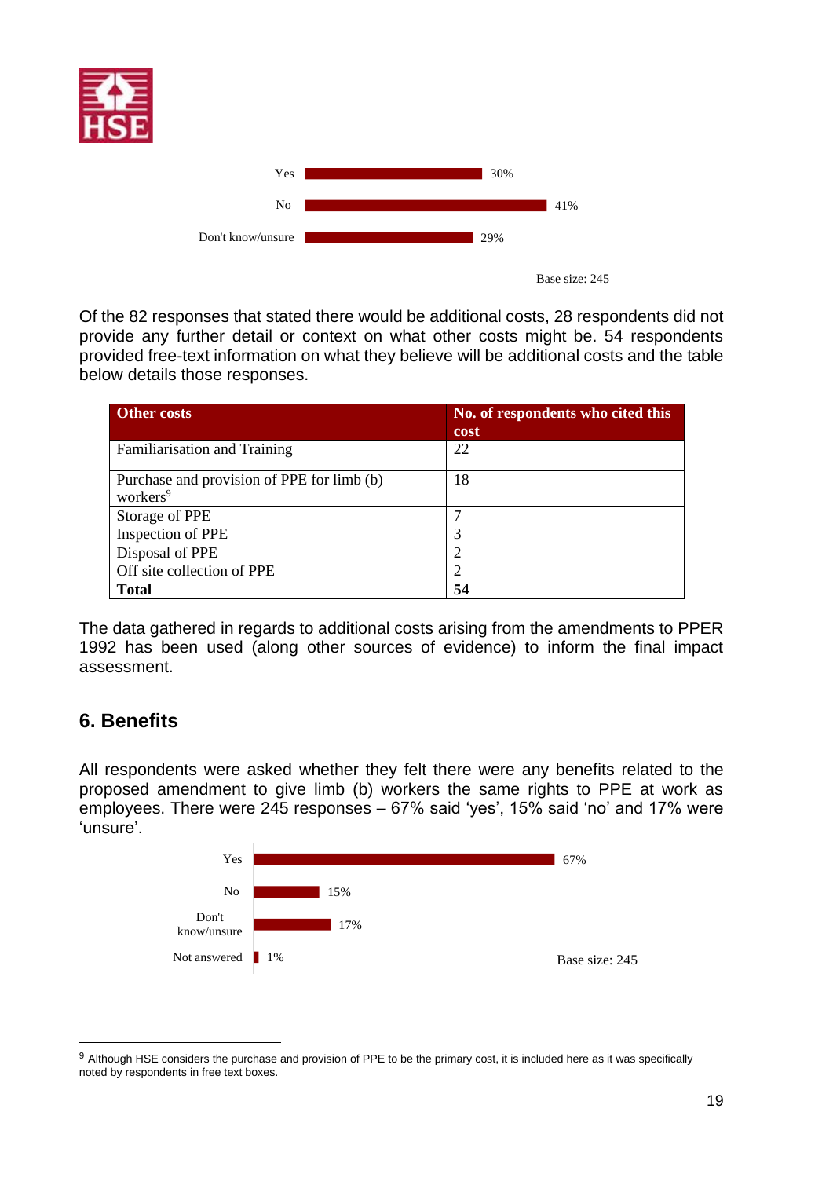| | |
|---|---|
| Yes | 30% |
| No | 41% |
| Don't know/unsure | 29% |

Base size: 245

Of the 82 responses that stated there would be additional costs, 28 respondents did not provide any further detail or context on what other costs might be. 54 respondents provided free-text information on what they believe will be additional costs and the table below details those responses.

| Other costs | No. of respondents who cited this cost |
|---|---|
| Familiarisation and Training | 22 |
| Purchase and provision of PPE for limb (b) workers[9] | 18 |
| Storage of PPE | 7 |
| Inspection of PPE | 3 |
| Disposal of PPE | 2 |
| Off site collection of PPE | 2 |
| **Total** | **54** |

The data gathered in regards to additional costs arising from the amendments to PPER 1992 has been used (along other sources of evidence) to inform the final impact assessment.

## 6. Benefits

All respondents were asked whether they felt there were any benefits related to the proposed amendment to give limb (b) workers the same rights to PPE at work as employees. There were 245 responses – 67% said 'yes', 15% said 'no' and 17% were 'unsure'.

| | |
|---|---|
| Yes | 67% |
| No | 15% |
| Don't know/unsure | 17% |
| Not answered | 1% |

Base size: 245

[9] Although HSE considers the purchase and provision of PPE to be the primary cost, it is included here as it was specifically noted by respondents in free text boxes.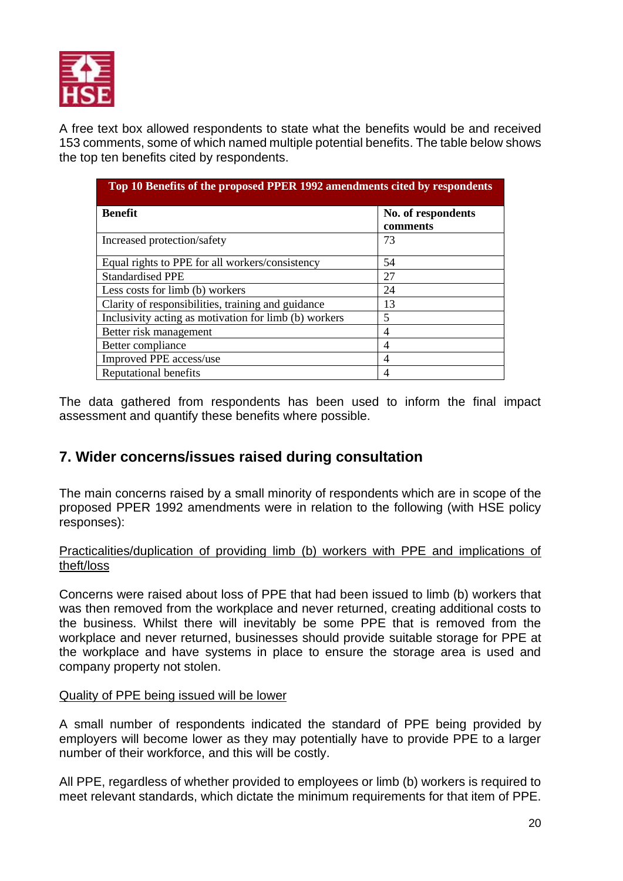A free text box allowed respondents to state what the benefits would be and received 153 comments, some of which named multiple potential benefits. The table below shows the top ten benefits cited by respondents.

| Top 10 Benefits of the proposed PPER 1992 amendments cited by respondents | |
|---|---|
| **Benefit** | **No. of respondents comments** |
| Increased protection/safety | 73 |
| Equal rights to PPE for all workers/consistency | 54 |
| Standardised PPE | 27 |
| Less costs for limb (b) workers | 24 |
| Clarity of responsibilities, training and guidance | 13 |
| Inclusivity acting as motivation for limb (b) workers | 5 |
| Better risk management | 4 |
| Better compliance | 4 |
| Improved PPE access/use | 4 |
| Reputational benefits | 4 |

The data gathered from respondents has been used to inform the final impact assessment and quantify these benefits where possible.

## 7. Wider concerns/issues raised during consultation

The main concerns raised by a small minority of respondents which are in scope of the proposed PPER 1992 amendments were in relation to the following (with HSE policy responses):

Practicalities/duplication of providing limb (b) workers with PPE and implications of theft/loss

Concerns were raised about loss of PPE that had been issued to limb (b) workers that was then removed from the workplace and never returned, creating additional costs to the business. Whilst there will inevitably be some PPE that is removed from the workplace and never returned, businesses should provide suitable storage for PPE at the workplace and have systems in place to ensure the storage area is used and company property not stolen.

Quality of PPE being issued will be lower

A small number of respondents indicated the standard of PPE being provided by employers will become lower as they may potentially have to provide PPE to a larger number of their workforce, and this will be costly.

All PPE, regardless of whether provided to employees or limb (b) workers is required to meet relevant standards, which dictate the minimum requirements for that item of PPE.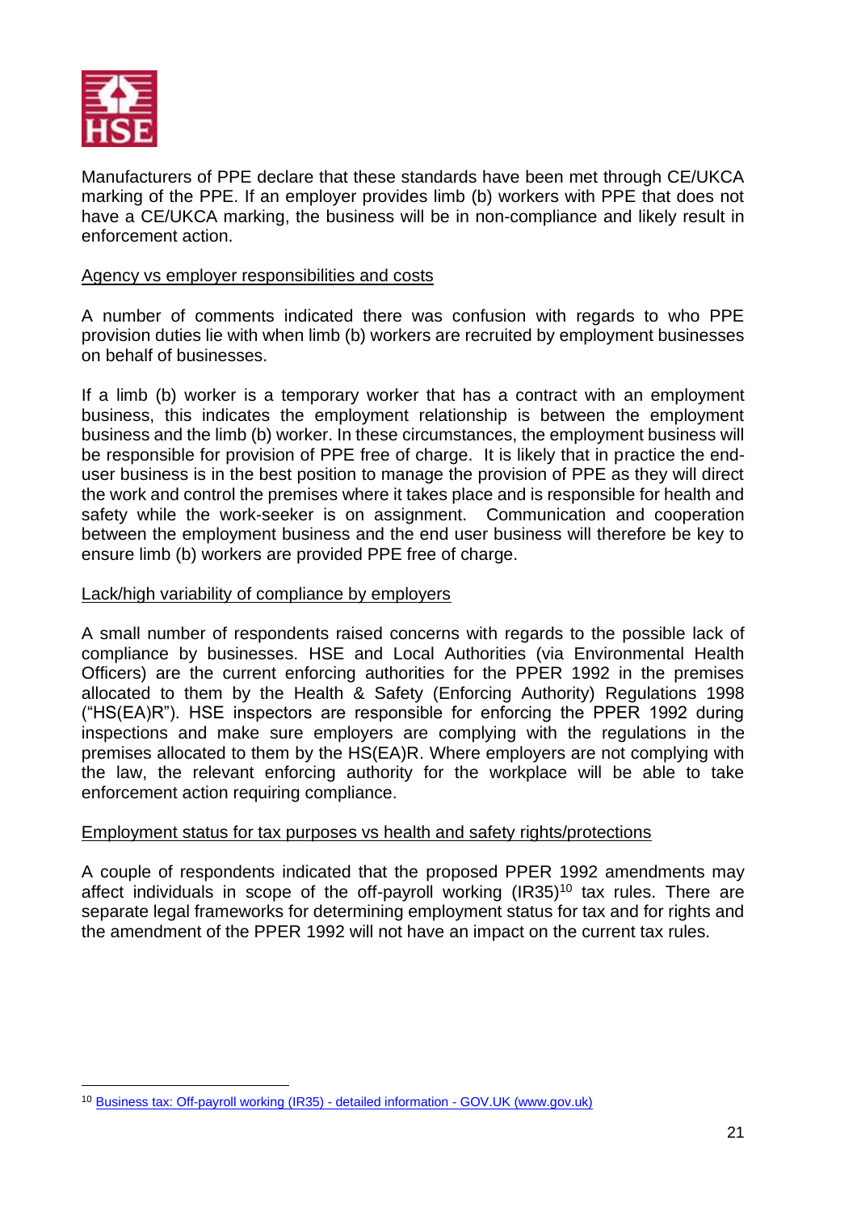Manufacturers of PPE declare that these standards have been met through CE/UKCA marking of the PPE. If an employer provides limb (b) workers with PPE that does not have a CE/UKCA marking, the business will be in non-compliance and likely result in enforcement action.

Agency vs employer responsibilities and costs

A number of comments indicated there was confusion with regards to who PPE provision duties lie with when limb (b) workers are recruited by employment businesses on behalf of businesses.

If a limb (b) worker is a temporary worker that has a contract with an employment business, this indicates the employment relationship is between the employment business and the limb (b) worker. In these circumstances, the employment business will be responsible for provision of PPE free of charge. It is likely that in practice the end-user business is in the best position to manage the provision of PPE as they will direct the work and control the premises where it takes place and is responsible for health and safety while the work-seeker is on assignment. Communication and cooperation between the employment business and the end user business will therefore be key to ensure limb (b) workers are provided PPE free of charge.

Lack/high variability of compliance by employers

A small number of respondents raised concerns with regards to the possible lack of compliance by businesses. HSE and Local Authorities (via Environmental Health Officers) are the current enforcing authorities for the PPER 1992 in the premises allocated to them by the Health & Safety (Enforcing Authority) Regulations 1998 ("HS(EA)R"). HSE inspectors are responsible for enforcing the PPER 1992 during inspections and make sure employers are complying with the regulations in the premises allocated to them by the HS(EA)R. Where employers are not complying with the law, the relevant enforcing authority for the workplace will be able to take enforcement action requiring compliance.

Employment status for tax purposes vs health and safety rights/protections

A couple of respondents indicated that the proposed PPER 1992 amendments may affect individuals in scope of the off-payroll working (IR35)[10] tax rules. There are separate legal frameworks for determining employment status for tax and for rights and the amendment of the PPER 1992 will not have an impact on the current tax rules.

[10] Business tax: Off-payroll working (IR35) - detailed information - GOV.UK (www.gov.uk)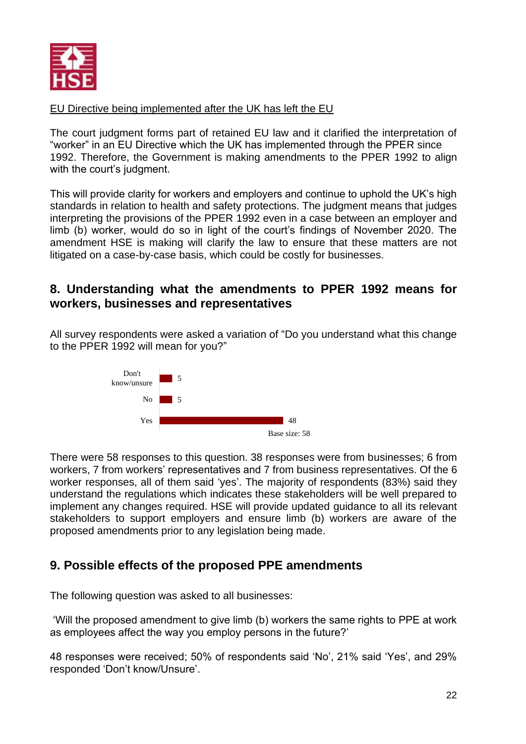EU Directive being implemented after the UK has left the EU

The court judgment forms part of retained EU law and it clarified the interpretation of "worker" in an EU Directive which the UK has implemented through the PPER since 1992. Therefore, the Government is making amendments to the PPER 1992 to align with the court's judgment.

This will provide clarity for workers and employers and continue to uphold the UK's high standards in relation to health and safety protections. The judgment means that judges interpreting the provisions of the PPER 1992 even in a case between an employer and limb (b) worker, would do so in light of the court's findings of November 2020. The amendment HSE is making will clarify the law to ensure that these matters are not litigated on a case-by-case basis, which could be costly for businesses.

## 8. Understanding what the amendments to PPER 1992 means for workers, businesses and representatives

All survey respondents were asked a variation of "Do you understand what this change to the PPER 1992 will mean for you?"

| Response | Count |
| --- | --- |
| Don't know/unsure | 5 |
| No | 5 |
| Yes | 48 |

Base size: 58

There were 58 responses to this question. 38 responses were from businesses; 6 from workers, 7 from workers' representatives and 7 from business representatives. Of the 6 worker responses, all of them said 'yes'. The majority of respondents (83%) said they understand the regulations which indicates these stakeholders will be well prepared to implement any changes required. HSE will provide updated guidance to all its relevant stakeholders to support employers and ensure limb (b) workers are aware of the proposed amendments prior to any legislation being made.

## 9. Possible effects of the proposed PPE amendments

The following question was asked to all businesses:

'Will the proposed amendment to give limb (b) workers the same rights to PPE at work as employees affect the way you employ persons in the future?'

48 responses were received; 50% of respondents said 'No', 21% said 'Yes', and 29% responded 'Don't know/Unsure'.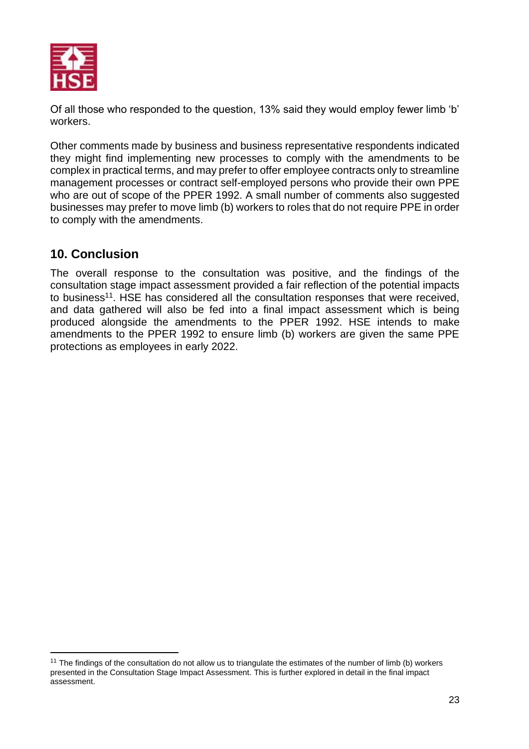Of all those who responded to the question, 13% said they would employ fewer limb 'b' workers.

Other comments made by business and business representative respondents indicated they might find implementing new processes to comply with the amendments to be complex in practical terms, and may prefer to offer employee contracts only to streamline management processes or contract self-employed persons who provide their own PPE who are out of scope of the PPER 1992. A small number of comments also suggested businesses may prefer to move limb (b) workers to roles that do not require PPE in order to comply with the amendments.

## 10. Conclusion

The overall response to the consultation was positive, and the findings of the consultation stage impact assessment provided a fair reflection of the potential impacts to business[11]. HSE has considered all the consultation responses that were received, and data gathered will also be fed into a final impact assessment which is being produced alongside the amendments to the PPER 1992. HSE intends to make amendments to the PPER 1992 to ensure limb (b) workers are given the same PPE protections as employees in early 2022.

[11] The findings of the consultation do not allow us to triangulate the estimates of the number of limb (b) workers presented in the Consultation Stage Impact Assessment. This is further explored in detail in the final impact assessment.